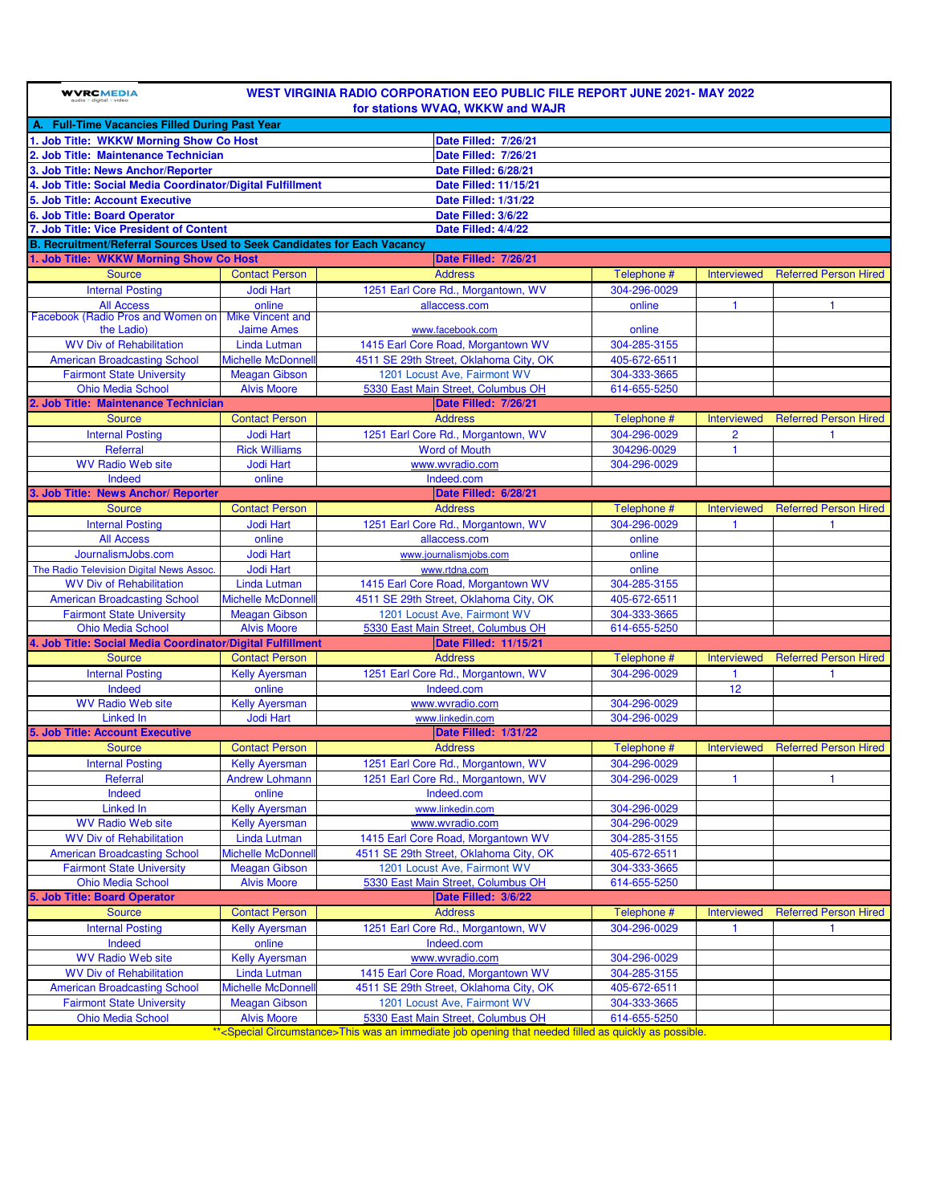WVRC MEDIA
audio • digital • video

# WEST VIRGINIA RADIO CORPORATION EEO PUBLIC FILE REPORT JUNE 2021- MAY 2022
## for stations WVAQ, WKKW and WAJR

### A. Full-Time Vacancies Filled During Past Year

| Job Title | Date Filled |
|---|---|
| 1. Job Title: WKKW Morning Show Co Host | Date Filled: 7/26/21 |
| 2. Job Title: Maintenance Technician | Date Filled: 7/26/21 |
| 3. Job Title: News Anchor/Reporter | Date Filled: 6/28/21 |
| 4. Job Title: Social Media Coordinator/Digital Fulfillment | Date Filled: 11/15/21 |
| 5. Job Title: Account Executive | Date Filled: 1/31/22 |
| 6. Job Title: Board Operator | Date Filled: 3/6/22 |
| 7. Job Title: Vice President of Content | Date Filled: 4/4/22 |

### B. Recruitment/Referral Sources Used to Seek Candidates for Each Vacancy

**1. Job Title: WKKW Morning Show Co Host** — Date Filled: 7/26/21

| Source | Contact Person | Address | Telephone # | Interviewed | Referred Person Hired |
|---|---|---|---|---|---|
| Internal Posting | Jodi Hart | 1251 Earl Core Rd., Morgantown, WV | 304-296-0029 | | |
| All Access | online | allaccess.com | online | 1 | 1 |
| Facebook (Radio Pros and Women on the Ladio) | Mike Vincent and Jaime Ames | www.facebook.com | online | | |
| WV Div of Rehabilitation | Linda Lutman | 1415 Earl Core Road, Morgantown WV | 304-285-3155 | | |
| American Broadcasting School | Michelle McDonnell | 4511 SE 29th Street, Oklahoma City, OK | 405-672-6511 | | |
| Fairmont State University | Meagan Gibson | 1201 Locust Ave, Fairmont WV | 304-333-3665 | | |
| Ohio Media School | Alvis Moore | 5330 East Main Street, Columbus OH | 614-655-5250 | | |

**2. Job Title: Maintenance Technician** — Date Filled: 7/26/21

| Source | Contact Person | Address | Telephone # | Interviewed | Referred Person Hired |
|---|---|---|---|---|---|
| Internal Posting | Jodi Hart | 1251 Earl Core Rd., Morgantown, WV | 304-296-0029 | 2 | 1 |
| Referral | Rick Williams | Word of Mouth | 304296-0029 | 1 | |
| WV Radio Web site | Jodi Hart | www.wvradio.com | 304-296-0029 | | |
| Indeed | online | Indeed.com | | | |

**3. Job Title: News Anchor/ Reporter** — Date Filled: 6/28/21

| Source | Contact Person | Address | Telephone # | Interviewed | Referred Person Hired |
|---|---|---|---|---|---|
| Internal Posting | Jodi Hart | 1251 Earl Core Rd., Morgantown, WV | 304-296-0029 | 1 | 1 |
| All Access | online | allaccess.com | online | | |
| JournalismJobs.com | Jodi Hart | www.journalismjobs.com | online | | |
| The Radio Television Digital News Assoc. | Jodi Hart | www.rtdna.com | online | | |
| WV Div of Rehabilitation | Linda Lutman | 1415 Earl Core Road, Morgantown WV | 304-285-3155 | | |
| American Broadcasting School | Michelle McDonnell | 4511 SE 29th Street, Oklahoma City, OK | 405-672-6511 | | |
| Fairmont State University | Meagan Gibson | 1201 Locust Ave, Fairmont WV | 304-333-3665 | | |
| Ohio Media School | Alvis Moore | 5330 East Main Street, Columbus OH | 614-655-5250 | | |

**4. Job Title: Social Media Coordinator/Digital Fulfillment** — Date Filled: 11/15/21

| Source | Contact Person | Address | Telephone # | Interviewed | Referred Person Hired |
|---|---|---|---|---|---|
| Internal Posting | Kelly Ayersman | 1251 Earl Core Rd., Morgantown, WV | 304-296-0029 | 1 | 1 |
| Indeed | online | Indeed.com | | 12 | |
| WV Radio Web site | Kelly Ayersman | www.wvradio.com | 304-296-0029 | | |
| Linked In | Jodi Hart | www.linkedin.com | 304-296-0029 | | |

**5. Job Title: Account Executive** — Date Filled: 1/31/22

| Source | Contact Person | Address | Telephone # | Interviewed | Referred Person Hired |
|---|---|---|---|---|---|
| Internal Posting | Kelly Ayersman | 1251 Earl Core Rd., Morgantown, WV | 304-296-0029 | | |
| Referral | Andrew Lohmann | 1251 Earl Core Rd., Morgantown, WV | 304-296-0029 | 1 | 1 |
| Indeed | online | Indeed.com | | | |
| Linked In | Kelly Ayersman | www.linkedin.com | 304-296-0029 | | |
| WV Radio Web site | Kelly Ayersman | www.wvradio.com | 304-296-0029 | | |
| WV Div of Rehabilitation | Linda Lutman | 1415 Earl Core Road, Morgantown WV | 304-285-3155 | | |
| American Broadcasting School | Michelle McDonnell | 4511 SE 29th Street, Oklahoma City, OK | 405-672-6511 | | |
| Fairmont State University | Meagan Gibson | 1201 Locust Ave, Fairmont WV | 304-333-3665 | | |
| Ohio Media School | Alvis Moore | 5330 East Main Street, Columbus OH | 614-655-5250 | | |

**5. Job Title: Board Operator** — Date Filled: 3/6/22

| Source | Contact Person | Address | Telephone # | Interviewed | Referred Person Hired |
|---|---|---|---|---|---|
| Internal Posting | Kelly Ayersman | 1251 Earl Core Rd., Morgantown, WV | 304-296-0029 | 1 | 1 |
| Indeed | online | Indeed.com | | | |
| WV Radio Web site | Kelly Ayersman | www.wvradio.com | 304-296-0029 | | |
| WV Div of Rehabilitation | Linda Lutman | 1415 Earl Core Road, Morgantown WV | 304-285-3155 | | |
| American Broadcasting School | Michelle McDonnell | 4511 SE 29th Street, Oklahoma City, OK | 405-672-6511 | | |
| Fairmont State University | Meagan Gibson | 1201 Locust Ave, Fairmont WV | 304-333-3665 | | |
| Ohio Media School | Alvis Moore | 5330 East Main Street, Columbus OH | 614-655-5250 | | |

**<Special Circumstance>This was an immediate job opening that needed filled as quickly as possible.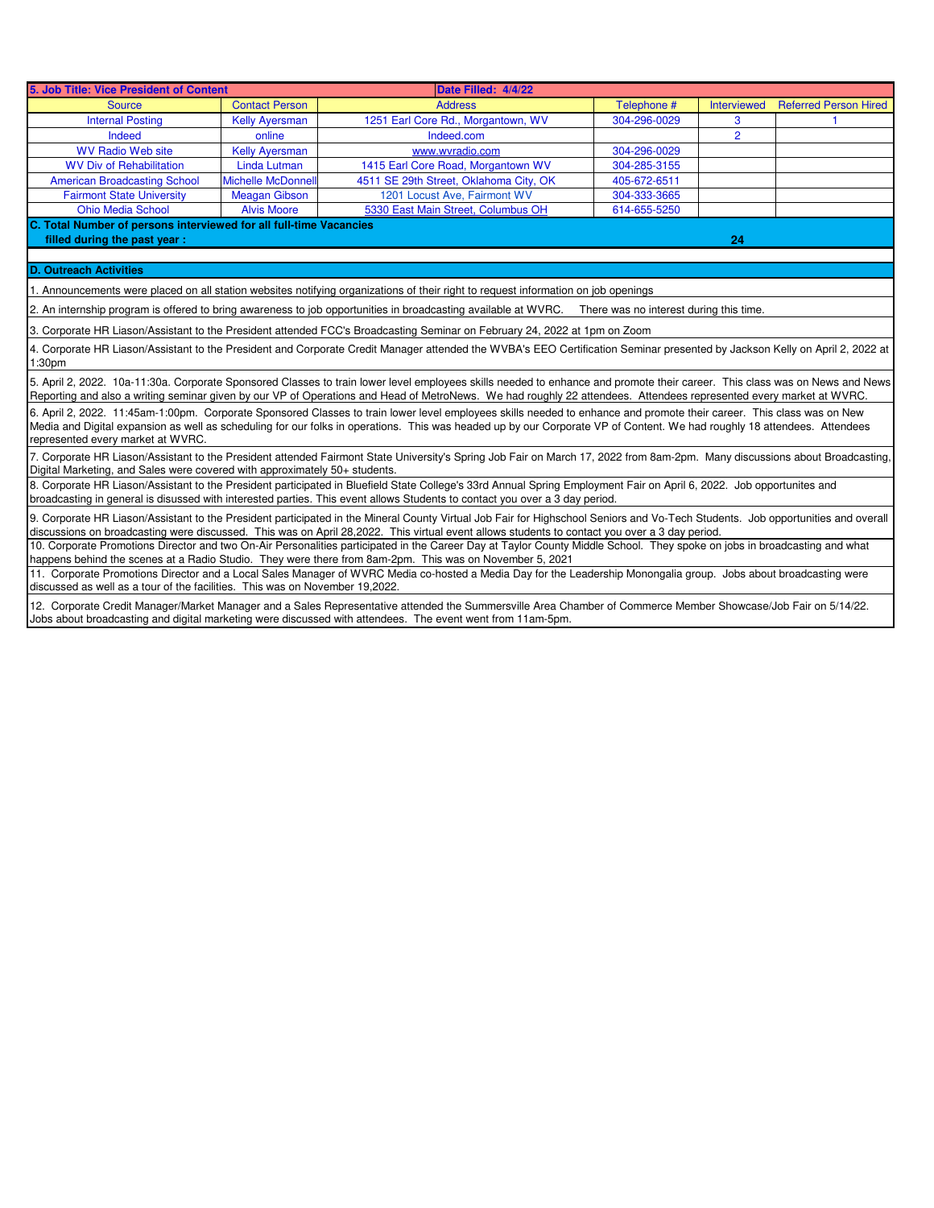| 5. Job Title: Vice President of Content | | Date Filled: 4/4/22 | | | |
|---|---|---|---|---|---|
| Source | Contact Person | Address | Telephone # | Interviewed | Referred Person Hired |
| Internal Posting | Kelly Ayersman | 1251 Earl Core Rd., Morgantown, WV | 304-296-0029 | 3 | 1 |
| Indeed | online | Indeed.com | | 2 | |
| WV Radio Web site | Kelly Ayersman | www.wvradio.com | 304-296-0029 | | |
| WV Div of Rehabilitation | Linda Lutman | 1415 Earl Core Road, Morgantown WV | 304-285-3155 | | |
| American Broadcasting School | Michelle McDonnell | 4511 SE 29th Street, Oklahoma City, OK | 405-672-6511 | | |
| Fairmont State University | Meagan Gibson | 1201 Locust Ave, Fairmont WV | 304-333-3665 | | |
| Ohio Media School | Alvis Moore | 5330 East Main Street, Columbus OH | 614-655-5250 | | |

**C. Total Number of persons interviewed for all full-time Vacancies filled during the past year : 24**

**D. Outreach Activities**

1. Announcements were placed on all station websites notifying organizations of their right to request information on job openings

2. An internship program is offered to bring awareness to job opportunities in broadcasting available at WVRC. There was no interest during this time.

3. Corporate HR Liason/Assistant to the President attended FCC's Broadcasting Seminar on February 24, 2022 at 1pm on Zoom

4. Corporate HR Liason/Assistant to the President and Corporate Credit Manager attended the WVBA's EEO Certification Seminar presented by Jackson Kelly on April 2, 2022 at 1:30pm

5. April 2, 2022. 10a-11:30a. Corporate Sponsored Classes to train lower level employees skills needed to enhance and promote their career. This class was on News and News Reporting and also a writing seminar given by our VP of Operations and Head of MetroNews. We had roughly 22 attendees. Attendees represented every market at WVRC.

6. April 2, 2022. 11:45am-1:00pm. Corporate Sponsored Classes to train lower level employees skills needed to enhance and promote their career. This class was on New Media and Digital expansion as well as scheduling for our folks in operations. This was headed up by our Corporate VP of Content. We had roughly 18 attendees. Attendees represented every market at WVRC.

7. Corporate HR Liason/Assistant to the President attended Fairmont State University's Spring Job Fair on March 17, 2022 from 8am-2pm. Many discussions about Broadcasting, Digital Marketing, and Sales were covered with approximately 50+ students.

8. Corporate HR Liason/Assistant to the President participated in Bluefield State College's 33rd Annual Spring Employment Fair on April 6, 2022. Job opportunites and broadcasting in general is disussed with interested parties. This event allows Students to contact you over a 3 day period.

9. Corporate HR Liason/Assistant to the President participated in the Mineral County Virtual Job Fair for Highschool Seniors and Vo-Tech Students. Job opportunities and overall discussions on broadcasting were discussed. This was on April 28,2022. This virtual event allows students to contact you over a 3 day period.

10. Corporate Promotions Director and two On-Air Personalities participated in the Career Day at Taylor County Middle School. They spoke on jobs in broadcasting and what happens behind the scenes at a Radio Studio. They were there from 8am-2pm. This was on November 5, 2021

11. Corporate Promotions Director and a Local Sales Manager of WVRC Media co-hosted a Media Day for the Leadership Monongalia group. Jobs about broadcasting were discussed as well as a tour of the facilities. This was on November 19,2022.

12. Corporate Credit Manager/Market Manager and a Sales Representative attended the Summersville Area Chamber of Commerce Member Showcase/Job Fair on 5/14/22. Jobs about broadcasting and digital marketing were discussed with attendees. The event went from 11am-5pm.